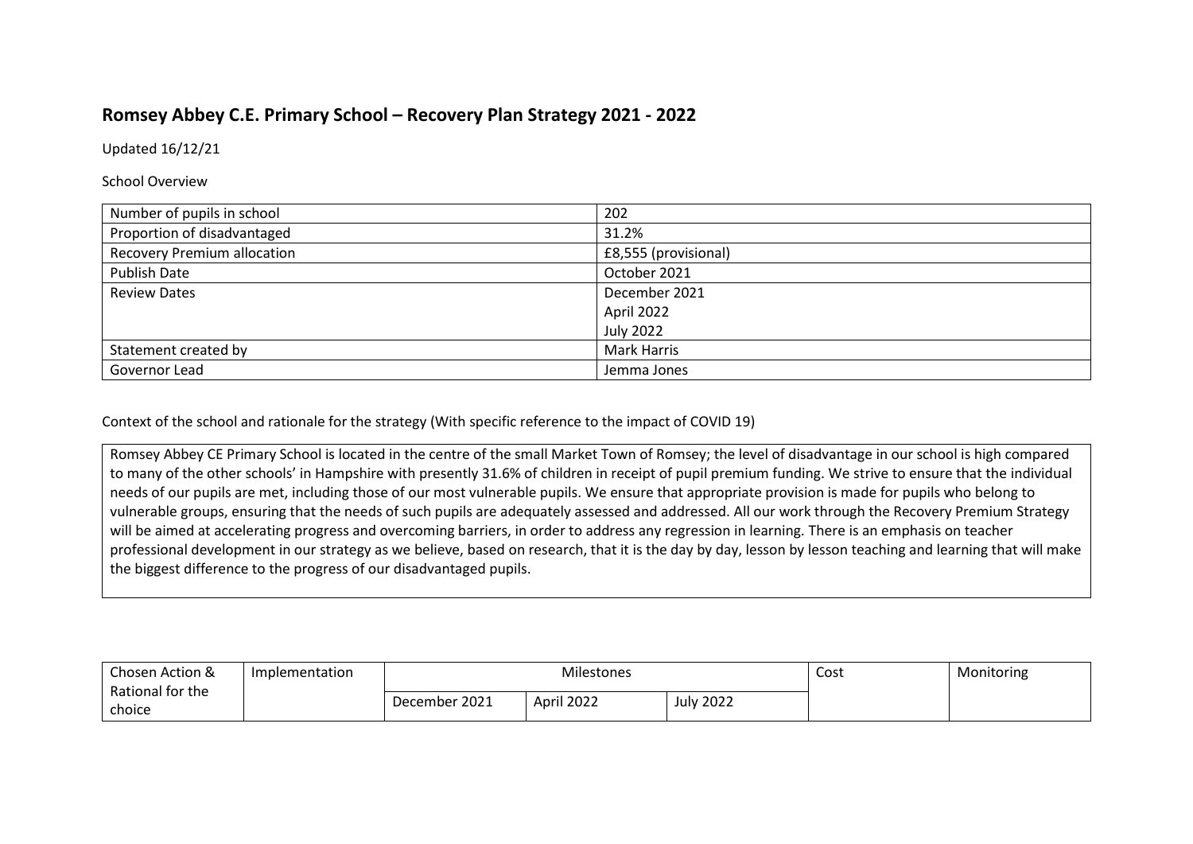# Romsey Abbey C.E. Primary School – Recovery Plan Strategy 2021 - 2022

Updated 16/12/21

School Overview

| Number of pupils in school | 202 |
|---|---|
| Proportion of disadvantaged | 31.2% |
| Recovery Premium allocation | £8,555 (provisional) |
| Publish Date | October 2021 |
| Review Dates | December 2021<br>April 2022<br>July 2022 |
| Statement created by | Mark Harris |
| Governor Lead | Jemma Jones |

Context of the school and rationale for the strategy (With specific reference to the impact of COVID 19)

Romsey Abbey CE Primary School is located in the centre of the small Market Town of Romsey; the level of disadvantage in our school is high compared to many of the other schools' in Hampshire with presently 31.6% of children in receipt of pupil premium funding. We strive to ensure that the individual needs of our pupils are met, including those of our most vulnerable pupils. We ensure that appropriate provision is made for pupils who belong to vulnerable groups, ensuring that the needs of such pupils are adequately assessed and addressed. All our work through the Recovery Premium Strategy will be aimed at accelerating progress and overcoming barriers, in order to address any regression in learning. There is an emphasis on teacher professional development in our strategy as we believe, based on research, that it is the day by day, lesson by lesson teaching and learning that will make the biggest difference to the progress of our disadvantaged pupils.

| Chosen Action & Rational for the choice | Implementation | Milestones | | | Cost | Monitoring |
|---|---|---|---|---|---|---|
| | | December 2021 | April 2022 | July 2022 | | |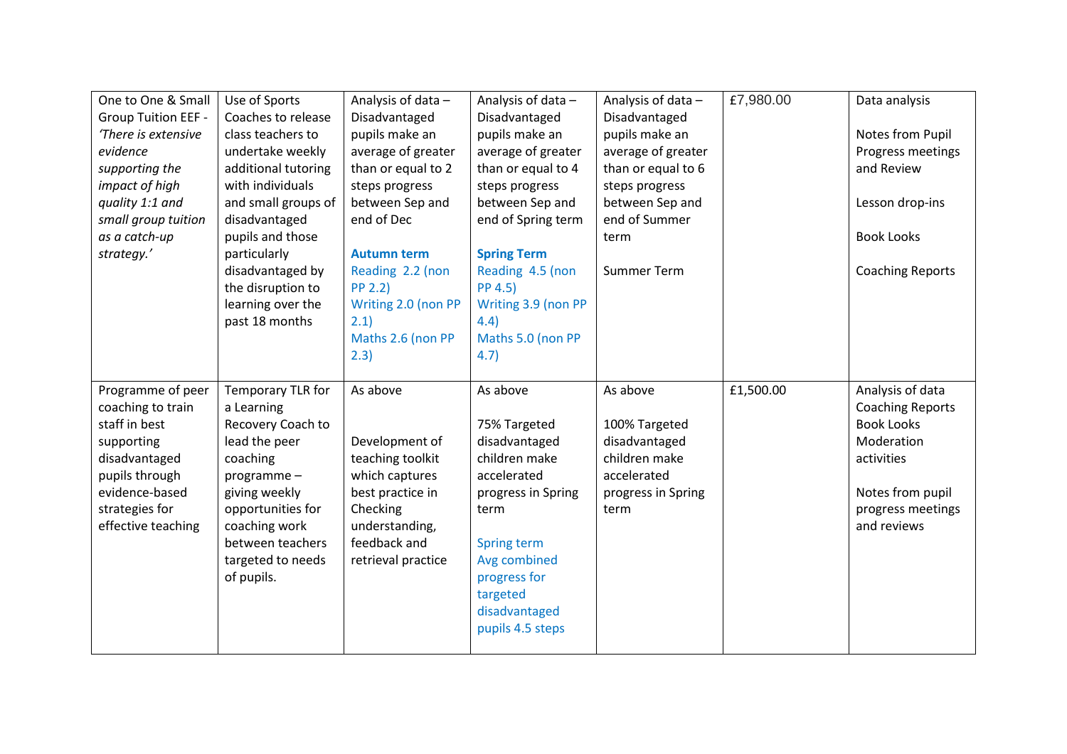| | | | | | | |
|---|---|---|---|---|---|---|
| One to One & Small Group Tuition EEF - *'There is extensive evidence supporting the impact of high quality 1:1 and small group tuition as a catch-up strategy.'* | Use of Sports Coaches to release class teachers to undertake weekly additional tutoring with individuals and small groups of disadvantaged pupils and those particularly disadvantaged by the disruption to learning over the past 18 months | Analysis of data – Disadvantaged pupils make an average of greater than or equal to 2 steps progress between Sep and end of Dec<br><br>**Autumn term**<br>Reading 2.2 (non PP 2.2)<br>Writing 2.0 (non PP 2.1)<br>Maths 2.6 (non PP 2.3) | Analysis of data – Disadvantaged pupils make an average of greater than or equal to 4 steps progress between Sep and end of Spring term<br><br>**Spring Term**<br>Reading 4.5 (non PP 4.5)<br>Writing 3.9 (non PP 4.4)<br>Maths 5.0 (non PP 4.7) | Analysis of data – Disadvantaged pupils make an average of greater than or equal to 6 steps progress between Sep and end of Summer term<br><br>Summer Term | £7,980.00 | Data analysis<br><br>Notes from Pupil Progress meetings and Review<br><br>Lesson drop-ins<br><br>Book Looks<br><br>Coaching Reports |
| Programme of peer coaching to train staff in best supporting disadvantaged pupils through evidence-based strategies for effective teaching | Temporary TLR for a Learning Recovery Coach to lead the peer coaching programme – giving weekly opportunities for coaching work between teachers targeted to needs of pupils. | As above<br><br>Development of teaching toolkit which captures best practice in Checking understanding, feedback and retrieval practice | As above<br><br>75% Targeted disadvantaged children make accelerated progress in Spring term<br><br>Spring term<br>Avg combined progress for targeted disadvantaged pupils 4.5 steps | As above<br><br>100% Targeted disadvantaged children make accelerated progress in Spring term | £1,500.00 | Analysis of data<br>Coaching Reports<br>Book Looks<br>Moderation activities<br><br>Notes from pupil progress meetings and reviews |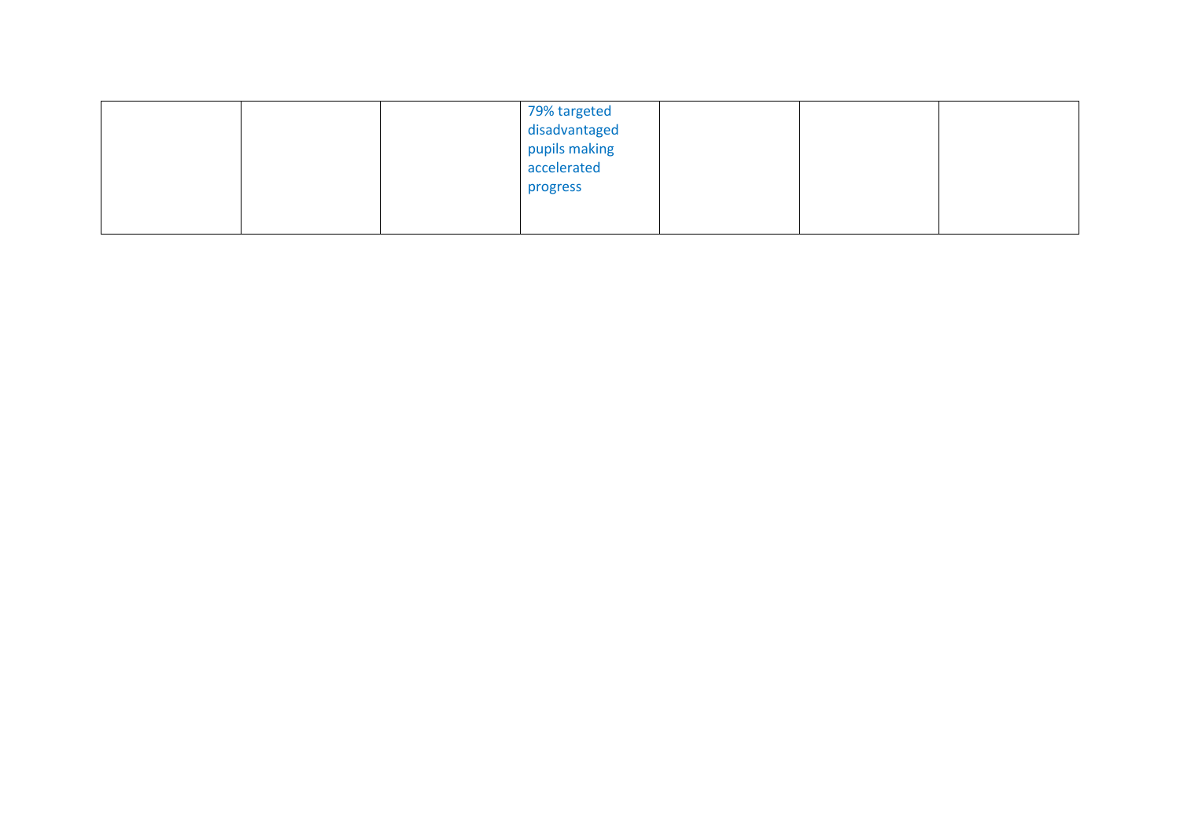| | | | | | | |
|---|---|---|---|---|---|---|
| | | | 79% targeted disadvantaged pupils making accelerated progress | | | |